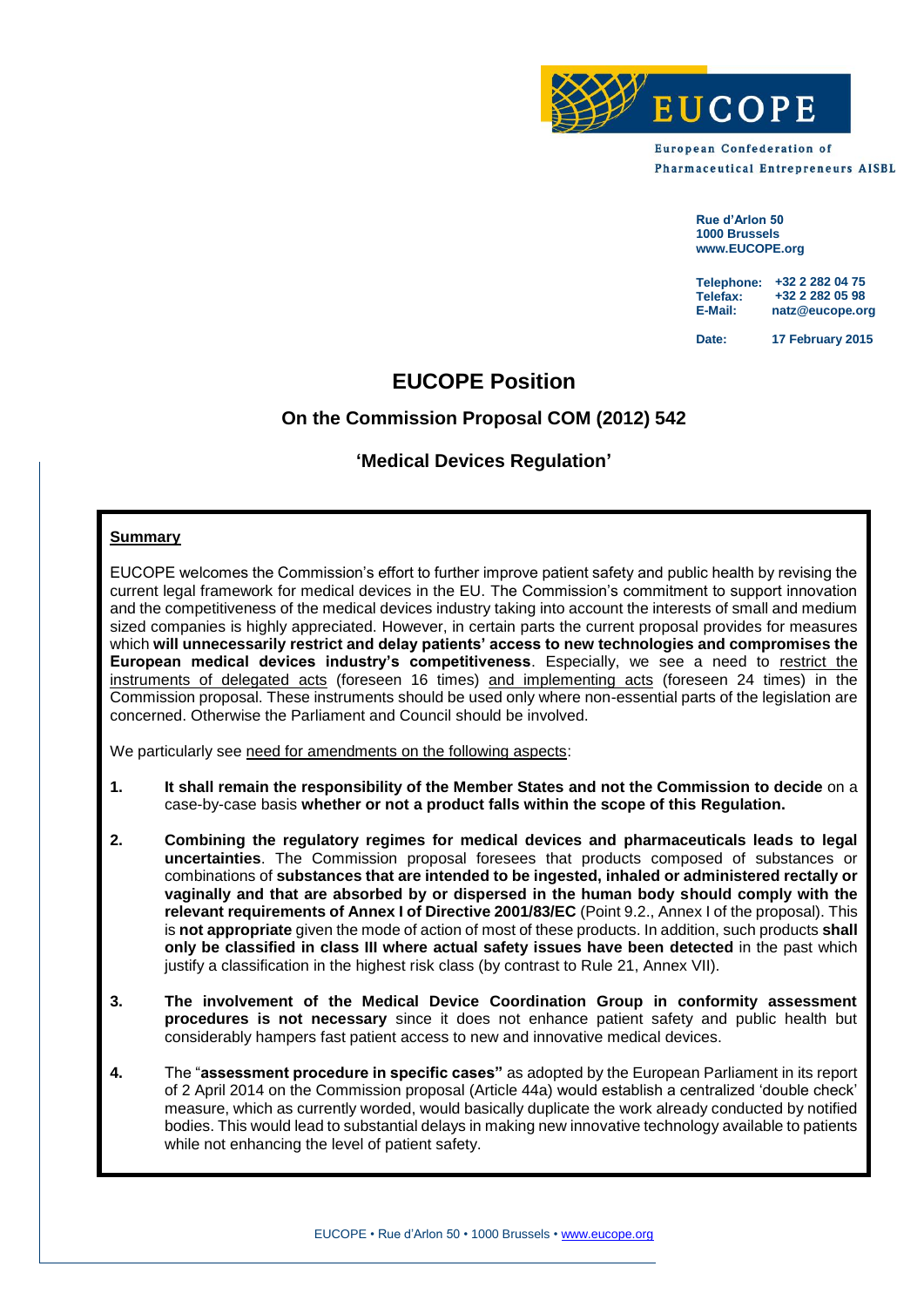EUCOPE

European Confederation of Pharmaceutical Entrepreneurs AISBL

**Rue d'Arlon 50**
**1000 Brussels**
**www.EUCOPE.org**

**Telephone:** +32 2 282 04 75
**Telefax:** +32 2 282 05 98
**E-Mail:** natz@eucope.org

**Date:** 17 February 2015

# EUCOPE Position

## On the Commission Proposal COM (2012) 542

## 'Medical Devices Regulation'

**Summary**

EUCOPE welcomes the Commission's effort to further improve patient safety and public health by revising the current legal framework for medical devices in the EU. The Commission's commitment to support innovation and the competitiveness of the medical devices industry taking into account the interests of small and medium sized companies is highly appreciated. However, in certain parts the current proposal provides for measures which **will unnecessarily restrict and delay patients' access to new technologies and compromises the European medical devices industry's competitiveness**. Especially, we see a need to restrict the instruments of delegated acts (foreseen 16 times) and implementing acts (foreseen 24 times) in the Commission proposal. These instruments should be used only where non-essential parts of the legislation are concerned. Otherwise the Parliament and Council should be involved.

We particularly see need for amendments on the following aspects:

1. **It shall remain the responsibility of the Member States and not the Commission to decide** on a case-by-case basis **whether or not a product falls within the scope of this Regulation.**

2. **Combining the regulatory regimes for medical devices and pharmaceuticals leads to legal uncertainties**. The Commission proposal foresees that products composed of substances or combinations of **substances that are intended to be ingested, inhaled or administered rectally or vaginally and that are absorbed by or dispersed in the human body should comply with the relevant requirements of Annex I of Directive 2001/83/EC** (Point 9.2., Annex I of the proposal). This is **not appropriate** given the mode of action of most of these products. In addition, such products **shall only be classified in class III where actual safety issues have been detected** in the past which justify a classification in the highest risk class (by contrast to Rule 21, Annex VII).

3. **The involvement of the Medical Device Coordination Group in conformity assessment procedures is not necessary** since it does not enhance patient safety and public health but considerably hampers fast patient access to new and innovative medical devices.

4. The "**assessment procedure in specific cases"** as adopted by the European Parliament in its report of 2 April 2014 on the Commission proposal (Article 44a) would establish a centralized 'double check' measure, which as currently worded, would basically duplicate the work already conducted by notified bodies. This would lead to substantial delays in making new innovative technology available to patients while not enhancing the level of patient safety.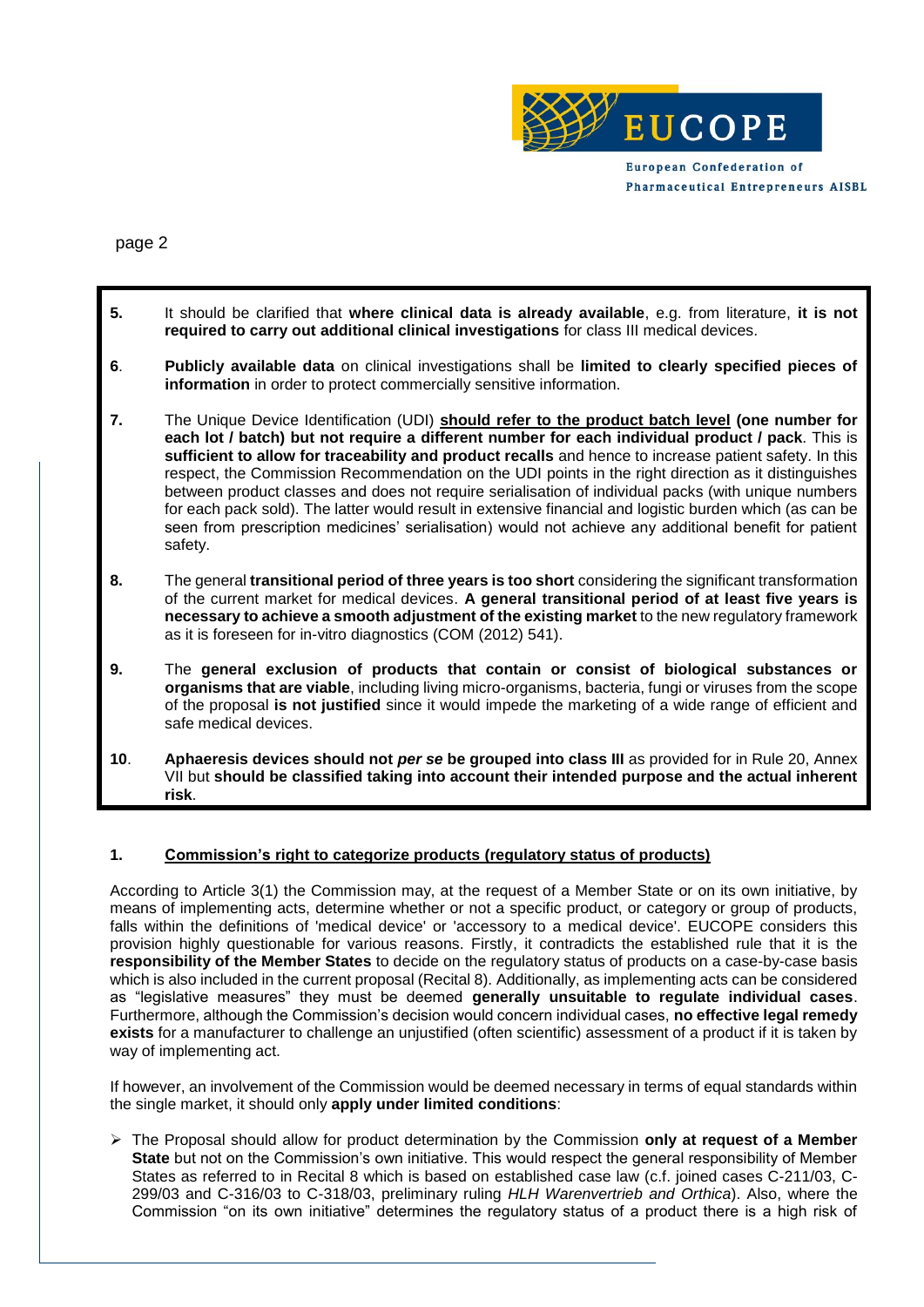**5.** It should be clarified that **where clinical data is already available**, e.g. from literature, **it is not required to carry out additional clinical investigations** for class III medical devices.

**6**. **Publicly available data** on clinical investigations shall be **limited to clearly specified pieces of information** in order to protect commercially sensitive information.

**7.** The Unique Device Identification (UDI) **should refer to the product batch level (one number for each lot / batch) but not require a different number for each individual product / pack**. This is **sufficient to allow for traceability and product recalls** and hence to increase patient safety. In this respect, the Commission Recommendation on the UDI points in the right direction as it distinguishes between product classes and does not require serialisation of individual packs (with unique numbers for each pack sold). The latter would result in extensive financial and logistic burden which (as can be seen from prescription medicines' serialisation) would not achieve any additional benefit for patient safety.

**8.** The general **transitional period of three years is too short** considering the significant transformation of the current market for medical devices. **A general transitional period of at least five years is necessary to achieve a smooth adjustment of the existing market** to the new regulatory framework as it is foreseen for in-vitro diagnostics (COM (2012) 541).

**9.** The **general exclusion of products that contain or consist of biological substances or organisms that are viable**, including living micro-organisms, bacteria, fungi or viruses from the scope of the proposal **is not justified** since it would impede the marketing of a wide range of efficient and safe medical devices.

**10**. **Aphaeresis devices should not *per se* be grouped into class III** as provided for in Rule 20, Annex VII but **should be classified taking into account their intended purpose and the actual inherent risk**.

## 1. Commission's right to categorize products (regulatory status of products)

According to Article 3(1) the Commission may, at the request of a Member State or on its own initiative, by means of implementing acts, determine whether or not a specific product, or category or group of products, falls within the definitions of 'medical device' or 'accessory to a medical device'. EUCOPE considers this provision highly questionable for various reasons. Firstly, it contradicts the established rule that it is the **responsibility of the Member States** to decide on the regulatory status of products on a case-by-case basis which is also included in the current proposal (Recital 8). Additionally, as implementing acts can be considered as "legislative measures" they must be deemed **generally unsuitable to regulate individual cases**. Furthermore, although the Commission's decision would concern individual cases, **no effective legal remedy exists** for a manufacturer to challenge an unjustified (often scientific) assessment of a product if it is taken by way of implementing act.

If however, an involvement of the Commission would be deemed necessary in terms of equal standards within the single market, it should only **apply under limited conditions**:

- The Proposal should allow for product determination by the Commission **only at request of a Member State** but not on the Commission's own initiative. This would respect the general responsibility of Member States as referred to in Recital 8 which is based on established case law (c.f. joined cases C-211/03, C-299/03 and C-316/03 to C-318/03, preliminary ruling *HLH Warenvertrieb and Orthica*). Also, where the Commission "on its own initiative" determines the regulatory status of a product there is a high risk of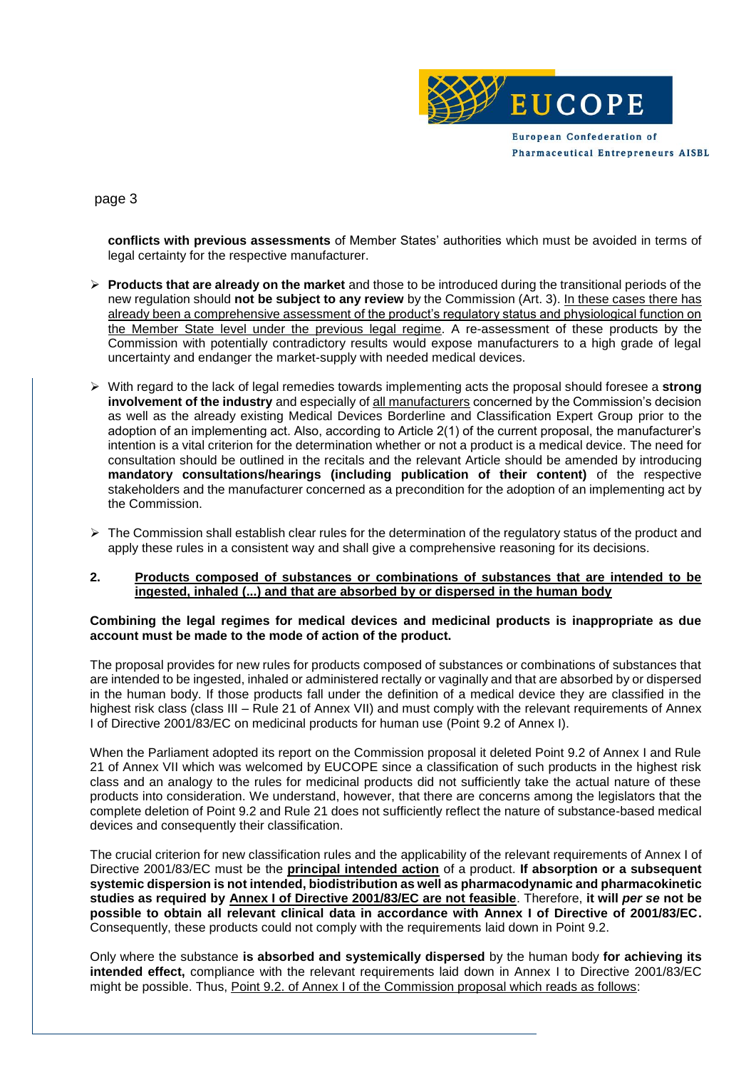**conflicts with previous assessments** of Member States' authorities which must be avoided in terms of legal certainty for the respective manufacturer.

- **Products that are already on the market** and those to be introduced during the transitional periods of the new regulation should **not be subject to any review** by the Commission (Art. 3). <u>In these cases there has already been a comprehensive assessment of the product's regulatory status and physiological function on the Member State level under the previous legal regime</u>. A re-assessment of these products by the Commission with potentially contradictory results would expose manufacturers to a high grade of legal uncertainty and endanger the market-supply with needed medical devices.

- With regard to the lack of legal remedies towards implementing acts the proposal should foresee a **strong involvement of the industry** and especially of <u>all manufacturers</u> concerned by the Commission's decision as well as the already existing Medical Devices Borderline and Classification Expert Group prior to the adoption of an implementing act. Also, according to Article 2(1) of the current proposal, the manufacturer's intention is a vital criterion for the determination whether or not a product is a medical device. The need for consultation should be outlined in the recitals and the relevant Article should be amended by introducing **mandatory consultations/hearings (including publication of their content)** of the respective stakeholders and the manufacturer concerned as a precondition for the adoption of an implementing act by the Commission.

- The Commission shall establish clear rules for the determination of the regulatory status of the product and apply these rules in a consistent way and shall give a comprehensive reasoning for its decisions.

## 2. <u>Products composed of substances or combinations of substances that are intended to be ingested, inhaled (...) and that are absorbed by or dispersed in the human body</u>

**Combining the legal regimes for medical devices and medicinal products is inappropriate as due account must be made to the mode of action of the product.**

The proposal provides for new rules for products composed of substances or combinations of substances that are intended to be ingested, inhaled or administered rectally or vaginally and that are absorbed by or dispersed in the human body. If those products fall under the definition of a medical device they are classified in the highest risk class (class III – Rule 21 of Annex VII) and must comply with the relevant requirements of Annex I of Directive 2001/83/EC on medicinal products for human use (Point 9.2 of Annex I).

When the Parliament adopted its report on the Commission proposal it deleted Point 9.2 of Annex I and Rule 21 of Annex VII which was welcomed by EUCOPE since a classification of such products in the highest risk class and an analogy to the rules for medicinal products did not sufficiently take the actual nature of these products into consideration. We understand, however, that there are concerns among the legislators that the complete deletion of Point 9.2 and Rule 21 does not sufficiently reflect the nature of substance-based medical devices and consequently their classification.

The crucial criterion for new classification rules and the applicability of the relevant requirements of Annex I of Directive 2001/83/EC must be the <u>**principal intended action**</u> of a product. **If absorption or a subsequent systemic dispersion is not intended, biodistribution as well as pharmacodynamic and pharmacokinetic studies as required by <u>Annex I of Directive 2001/83/EC are not feasible</u>**. Therefore, **it will *per se* not be possible to obtain all relevant clinical data in accordance with Annex I of Directive of 2001/83/EC.** Consequently, these products could not comply with the requirements laid down in Point 9.2.

Only where the substance **is absorbed and systemically dispersed** by the human body **for achieving its intended effect,** compliance with the relevant requirements laid down in Annex I to Directive 2001/83/EC might be possible. Thus, <u>Point 9.2. of Annex I of the Commission proposal which reads as follows</u>: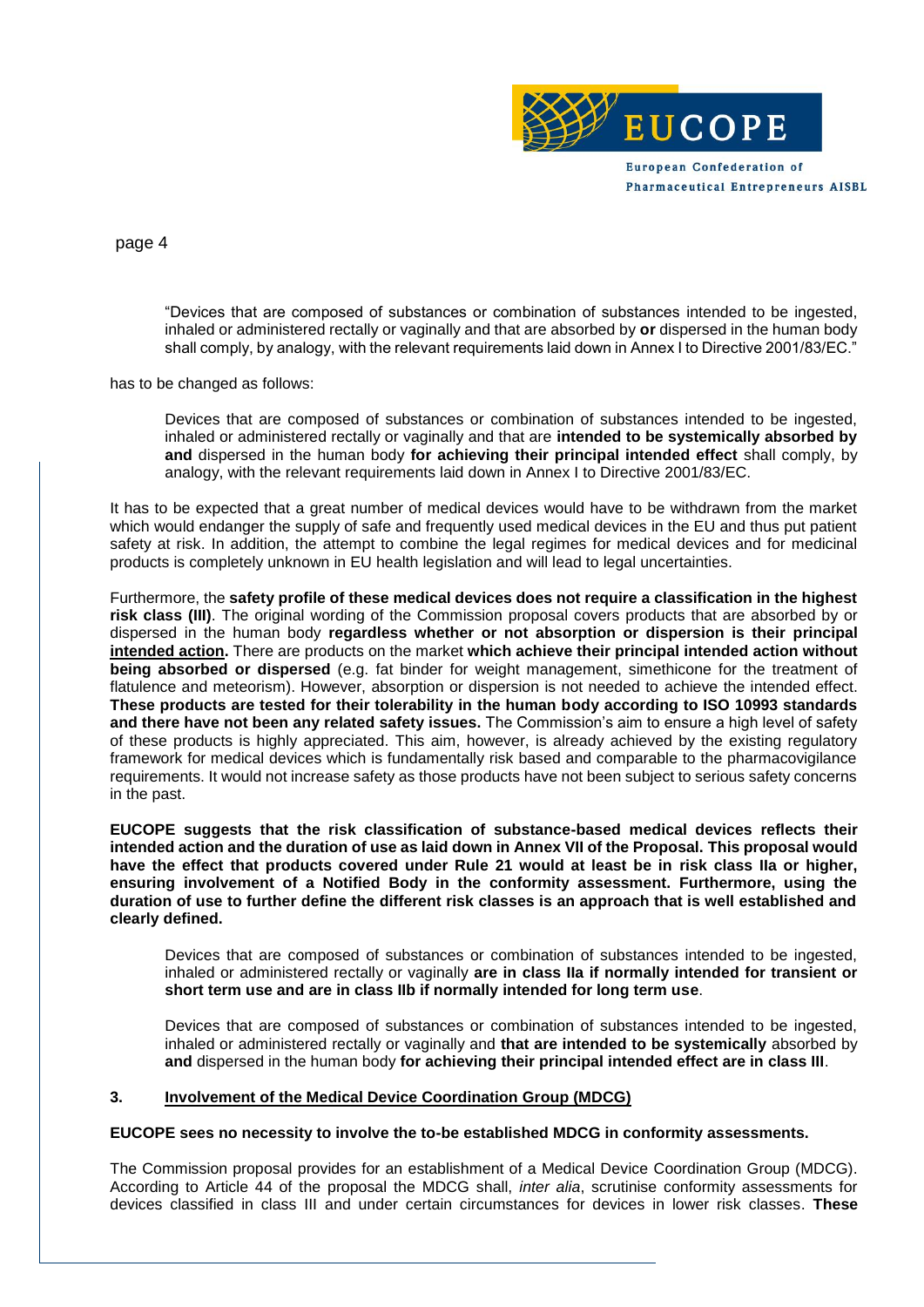"Devices that are composed of substances or combination of substances intended to be ingested, inhaled or administered rectally or vaginally and that are absorbed by **or** dispersed in the human body shall comply, by analogy, with the relevant requirements laid down in Annex I to Directive 2001/83/EC."

has to be changed as follows:

> Devices that are composed of substances or combination of substances intended to be ingested, inhaled or administered rectally or vaginally and that are **intended to be systemically absorbed by and** dispersed in the human body **for achieving their principal intended effect** shall comply, by analogy, with the relevant requirements laid down in Annex I to Directive 2001/83/EC.

It has to be expected that a great number of medical devices would have to be withdrawn from the market which would endanger the supply of safe and frequently used medical devices in the EU and thus put patient safety at risk. In addition, the attempt to combine the legal regimes for medical devices and for medicinal products is completely unknown in EU health legislation and will lead to legal uncertainties.

Furthermore, the **safety profile of these medical devices does not require a classification in the highest risk class (III)**. The original wording of the Commission proposal covers products that are absorbed by or dispersed in the human body **regardless whether or not absorption or dispersion is their principal intended action.** There are products on the market **which achieve their principal intended action without being absorbed or dispersed** (e.g. fat binder for weight management, simethicone for the treatment of flatulence and meteorism). However, absorption or dispersion is not needed to achieve the intended effect. **These products are tested for their tolerability in the human body according to ISO 10993 standards and there have not been any related safety issues.** The Commission's aim to ensure a high level of safety of these products is highly appreciated. This aim, however, is already achieved by the existing regulatory framework for medical devices which is fundamentally risk based and comparable to the pharmacovigilance requirements. It would not increase safety as those products have not been subject to serious safety concerns in the past.

**EUCOPE suggests that the risk classification of substance-based medical devices reflects their intended action and the duration of use as laid down in Annex VII of the Proposal. This proposal would have the effect that products covered under Rule 21 would at least be in risk class IIa or higher, ensuring involvement of a Notified Body in the conformity assessment. Furthermore, using the duration of use to further define the different risk classes is an approach that is well established and clearly defined.**

> Devices that are composed of substances or combination of substances intended to be ingested, inhaled or administered rectally or vaginally **are in class IIa if normally intended for transient or short term use and are in class IIb if normally intended for long term use**.
>
> Devices that are composed of substances or combination of substances intended to be ingested, inhaled or administered rectally or vaginally and **that are intended to be systemically** absorbed by **and** dispersed in the human body **for achieving their principal intended effect are in class III**.

## 3. Involvement of the Medical Device Coordination Group (MDCG)

**EUCOPE sees no necessity to involve the to-be established MDCG in conformity assessments.**

The Commission proposal provides for an establishment of a Medical Device Coordination Group (MDCG). According to Article 44 of the proposal the MDCG shall, *inter alia*, scrutinise conformity assessments for devices classified in class III and under certain circumstances for devices in lower risk classes. **These**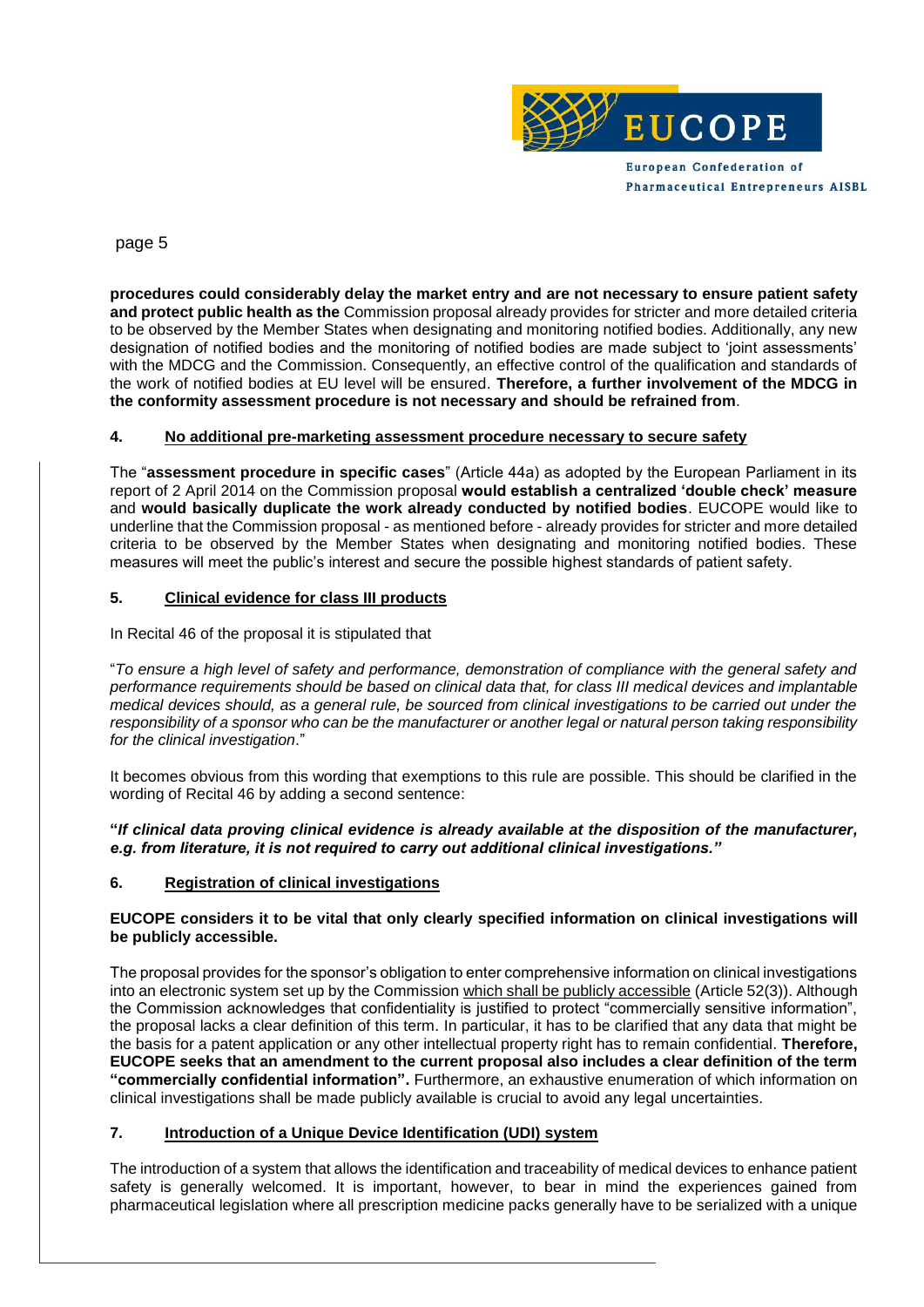**procedures could considerably delay the market entry and are not necessary to ensure patient safety and protect public health as the** Commission proposal already provides for stricter and more detailed criteria to be observed by the Member States when designating and monitoring notified bodies. Additionally, any new designation of notified bodies and the monitoring of notified bodies are made subject to 'joint assessments' with the MDCG and the Commission. Consequently, an effective control of the qualification and standards of the work of notified bodies at EU level will be ensured. **Therefore, a further involvement of the MDCG in the conformity assessment procedure is not necessary and should be refrained from**.

### 4. No additional pre-marketing assessment procedure necessary to secure safety

The "**assessment procedure in specific cases**" (Article 44a) as adopted by the European Parliament in its report of 2 April 2014 on the Commission proposal **would establish a centralized 'double check' measure** and **would basically duplicate the work already conducted by notified bodies**. EUCOPE would like to underline that the Commission proposal - as mentioned before - already provides for stricter and more detailed criteria to be observed by the Member States when designating and monitoring notified bodies. These measures will meet the public's interest and secure the possible highest standards of patient safety.

### 5. Clinical evidence for class III products

In Recital 46 of the proposal it is stipulated that

"*To ensure a high level of safety and performance, demonstration of compliance with the general safety and performance requirements should be based on clinical data that, for class III medical devices and implantable medical devices should, as a general rule, be sourced from clinical investigations to be carried out under the responsibility of a sponsor who can be the manufacturer or another legal or natural person taking responsibility for the clinical investigation*."

It becomes obvious from this wording that exemptions to this rule are possible. This should be clarified in the wording of Recital 46 by adding a second sentence:

**"*If clinical data proving clinical evidence is already available at the disposition of the manufacturer, e.g. from literature, it is not required to carry out additional clinical investigations.*"**

### 6. Registration of clinical investigations

**EUCOPE considers it to be vital that only clearly specified information on clinical investigations will be publicly accessible.**

The proposal provides for the sponsor's obligation to enter comprehensive information on clinical investigations into an electronic system set up by the Commission which shall be publicly accessible (Article 52(3)). Although the Commission acknowledges that confidentiality is justified to protect "commercially sensitive information", the proposal lacks a clear definition of this term. In particular, it has to be clarified that any data that might be the basis for a patent application or any other intellectual property right has to remain confidential. **Therefore, EUCOPE seeks that an amendment to the current proposal also includes a clear definition of the term "commercially confidential information".** Furthermore, an exhaustive enumeration of which information on clinical investigations shall be made publicly available is crucial to avoid any legal uncertainties.

### 7. Introduction of a Unique Device Identification (UDI) system

The introduction of a system that allows the identification and traceability of medical devices to enhance patient safety is generally welcomed. It is important, however, to bear in mind the experiences gained from pharmaceutical legislation where all prescription medicine packs generally have to be serialized with a unique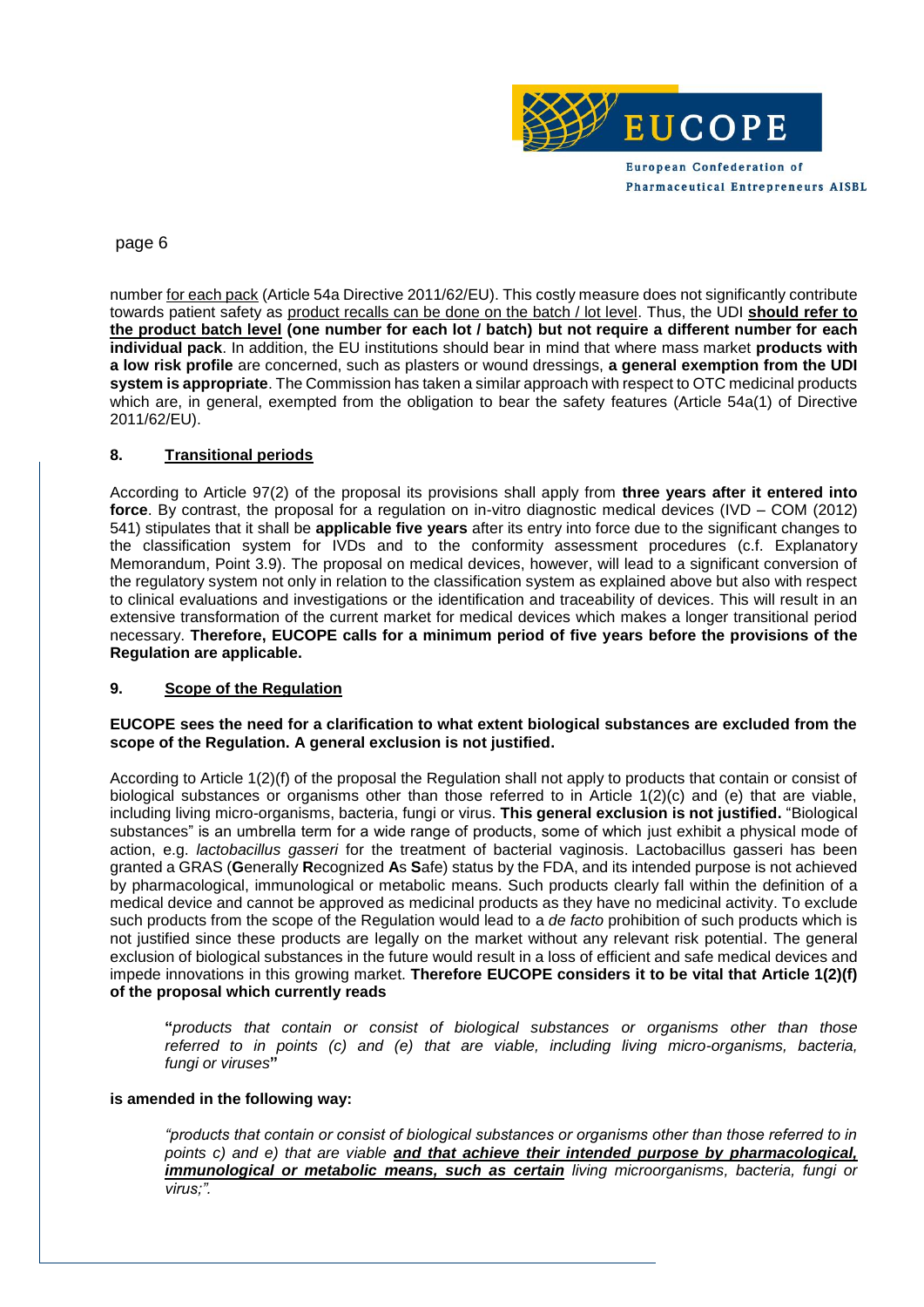number <u>for each pack</u> (Article 54a Directive 2011/62/EU). This costly measure does not significantly contribute towards patient safety as <u>product recalls can be done on the batch / lot level</u>. Thus, the UDI **<u>should refer to the product batch level</u> (one number for each lot / batch) but not require a different number for each individual pack**. In addition, the EU institutions should bear in mind that where mass market **products with a low risk profile** are concerned, such as plasters or wound dressings, **a general exemption from the UDI system is appropriate**. The Commission has taken a similar approach with respect to OTC medicinal products which are, in general, exempted from the obligation to bear the safety features (Article 54a(1) of Directive 2011/62/EU).

## 8. <u>Transitional periods</u>

According to Article 97(2) of the proposal its provisions shall apply from **three years after it entered into force**. By contrast, the proposal for a regulation on in-vitro diagnostic medical devices (IVD – COM (2012) 541) stipulates that it shall be **applicable five years** after its entry into force due to the significant changes to the classification system for IVDs and to the conformity assessment procedures (c.f. Explanatory Memorandum, Point 3.9). The proposal on medical devices, however, will lead to a significant conversion of the regulatory system not only in relation to the classification system as explained above but also with respect to clinical evaluations and investigations or the identification and traceability of devices. This will result in an extensive transformation of the current market for medical devices which makes a longer transitional period necessary. **Therefore, EUCOPE calls for a minimum period of five years before the provisions of the Regulation are applicable.**

## 9. <u>Scope of the Regulation</u>

**EUCOPE sees the need for a clarification to what extent biological substances are excluded from the scope of the Regulation. A general exclusion is not justified.**

According to Article 1(2)(f) of the proposal the Regulation shall not apply to products that contain or consist of biological substances or organisms other than those referred to in Article 1(2)(c) and (e) that are viable, including living micro-organisms, bacteria, fungi or virus. **This general exclusion is not justified.** "Biological substances" is an umbrella term for a wide range of products, some of which just exhibit a physical mode of action, e.g. *lactobacillus gasseri* for the treatment of bacterial vaginosis. Lactobacillus gasseri has been granted a GRAS (**G**enerally **R**ecognized **A**s **S**afe) status by the FDA, and its intended purpose is not achieved by pharmacological, immunological or metabolic means. Such products clearly fall within the definition of a medical device and cannot be approved as medicinal products as they have no medicinal activity. To exclude such products from the scope of the Regulation would lead to a *de facto* prohibition of such products which is not justified since these products are legally on the market without any relevant risk potential. The general exclusion of biological substances in the future would result in a loss of efficient and safe medical devices and impede innovations in this growing market. **Therefore EUCOPE considers it to be vital that Article 1(2)(f) of the proposal which currently reads**

> **"***products that contain or consist of biological substances or organisms other than those referred to in points (c) and (e) that are viable, including living micro-organisms, bacteria, fungi or viruses***"**

**is amended in the following way:**

> *"products that contain or consist of biological substances or organisms other than those referred to in points c) and e) that are viable* ***<u>and that achieve their intended purpose by pharmacological, immunological or metabolic means, such as certain</u>*** *living microorganisms, bacteria, fungi or virus;".*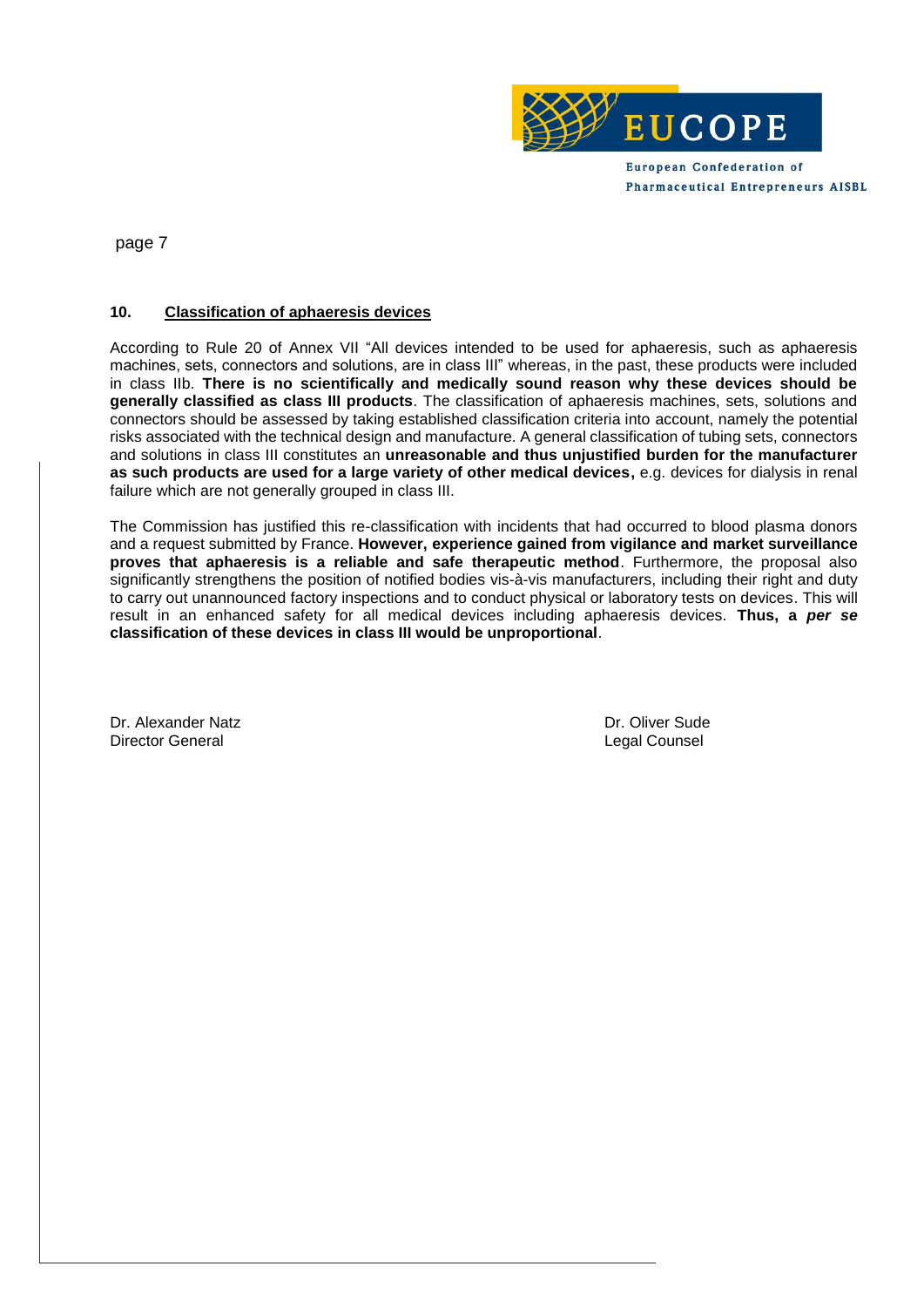## 10. Classification of aphaeresis devices

According to Rule 20 of Annex VII "All devices intended to be used for aphaeresis, such as aphaeresis machines, sets, connectors and solutions, are in class III" whereas, in the past, these products were included in class IIb. **There is no scientifically and medically sound reason why these devices should be generally classified as class III products**. The classification of aphaeresis machines, sets, solutions and connectors should be assessed by taking established classification criteria into account, namely the potential risks associated with the technical design and manufacture. A general classification of tubing sets, connectors and solutions in class III constitutes an **unreasonable and thus unjustified burden for the manufacturer as such products are used for a large variety of other medical devices,** e.g. devices for dialysis in renal failure which are not generally grouped in class III.

The Commission has justified this re-classification with incidents that had occurred to blood plasma donors and a request submitted by France. **However, experience gained from vigilance and market surveillance proves that aphaeresis is a reliable and safe therapeutic method**. Furthermore, the proposal also significantly strengthens the position of notified bodies vis-à-vis manufacturers, including their right and duty to carry out unannounced factory inspections and to conduct physical or laboratory tests on devices. This will result in an enhanced safety for all medical devices including aphaeresis devices. **Thus, a *per se* classification of these devices in class III would be unproportional**.

Dr. Alexander Natz
Director General

Dr. Oliver Sude
Legal Counsel